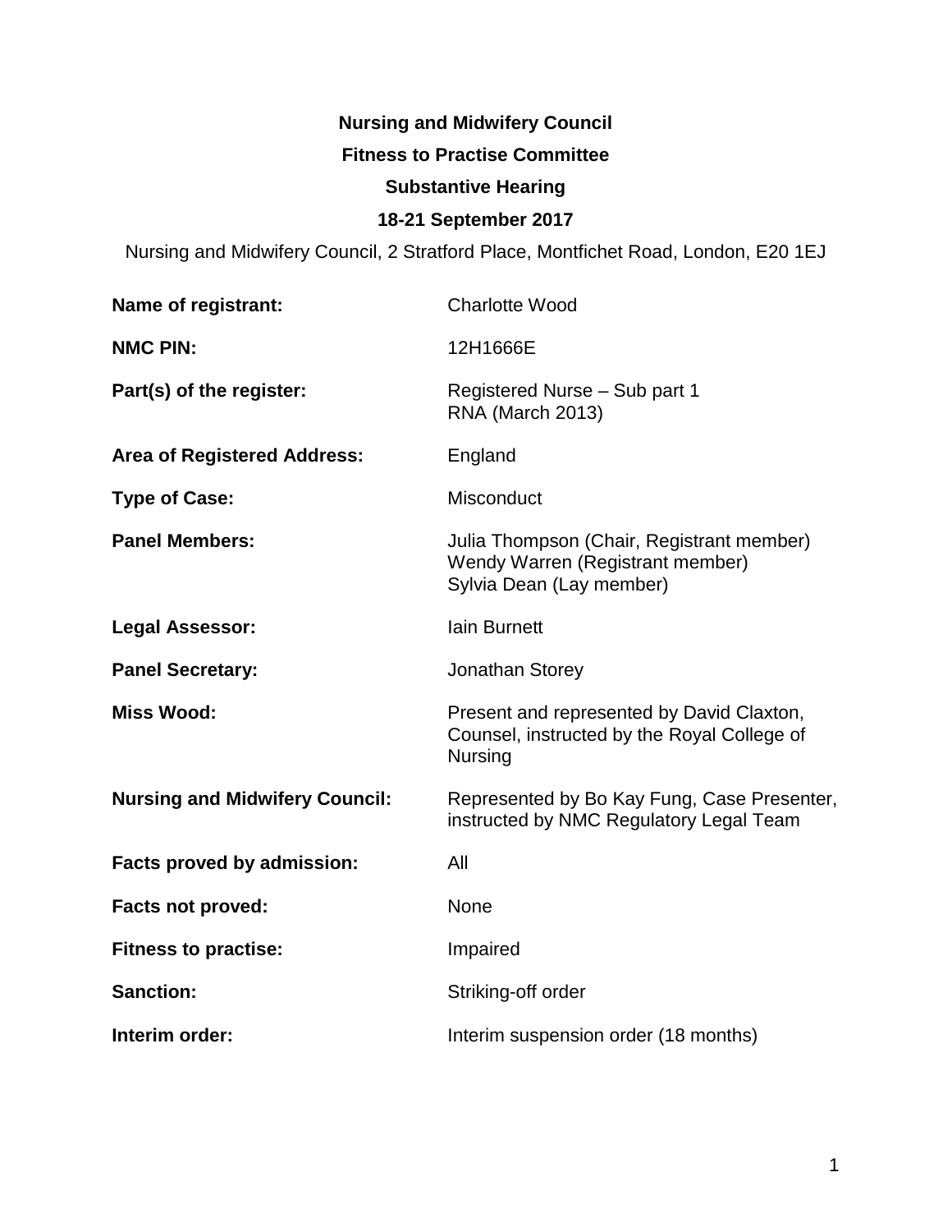**Nursing and Midwifery Council**

**Fitness to Practise Committee**

**Substantive Hearing**

**18-21 September 2017**

Nursing and Midwifery Council, 2 Stratford Place, Montfichet Road, London, E20 1EJ

| | |
|---|---|
| **Name of registrant:** | Charlotte Wood |
| **NMC PIN:** | 12H1666E |
| **Part(s) of the register:** | Registered Nurse – Sub part 1<br>RNA (March 2013) |
| **Area of Registered Address:** | England |
| **Type of Case:** | Misconduct |
| **Panel Members:** | Julia Thompson (Chair, Registrant member)<br>Wendy Warren (Registrant member)<br>Sylvia Dean (Lay member) |
| **Legal Assessor:** | Iain Burnett |
| **Panel Secretary:** | Jonathan Storey |
| **Miss Wood:** | Present and represented by David Claxton, Counsel, instructed by the Royal College of Nursing |
| **Nursing and Midwifery Council:** | Represented by Bo Kay Fung, Case Presenter, instructed by NMC Regulatory Legal Team |
| **Facts proved by admission:** | All |
| **Facts not proved:** | None |
| **Fitness to practise:** | Impaired |
| **Sanction:** | Striking-off order |
| **Interim order:** | Interim suspension order (18 months) |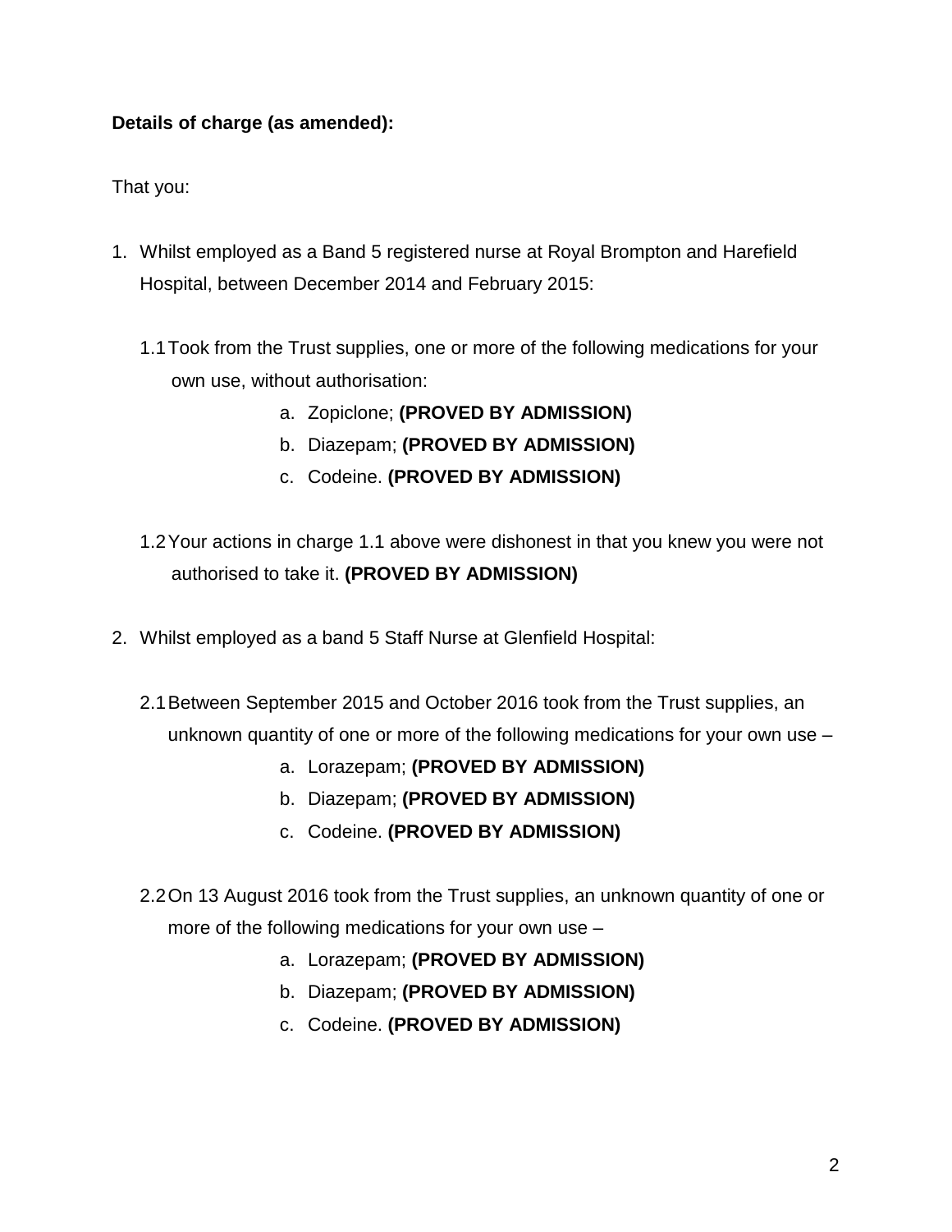**Details of charge (as amended):**

That you:

1. Whilst employed as a Band 5 registered nurse at Royal Brompton and Harefield Hospital, between December 2014 and February 2015:

   1.1 Took from the Trust supplies, one or more of the following medications for your own use, without authorisation:

      a. Zopiclone; **(PROVED BY ADMISSION)**
      b. Diazepam; **(PROVED BY ADMISSION)**
      c. Codeine. **(PROVED BY ADMISSION)**

   1.2 Your actions in charge 1.1 above were dishonest in that you knew you were not authorised to take it. **(PROVED BY ADMISSION)**

2. Whilst employed as a band 5 Staff Nurse at Glenfield Hospital:

   2.1 Between September 2015 and October 2016 took from the Trust supplies, an unknown quantity of one or more of the following medications for your own use –

      a. Lorazepam; **(PROVED BY ADMISSION)**
      b. Diazepam; **(PROVED BY ADMISSION)**
      c. Codeine. **(PROVED BY ADMISSION)**

   2.2 On 13 August 2016 took from the Trust supplies, an unknown quantity of one or more of the following medications for your own use –

      a. Lorazepam; **(PROVED BY ADMISSION)**
      b. Diazepam; **(PROVED BY ADMISSION)**
      c. Codeine. **(PROVED BY ADMISSION)**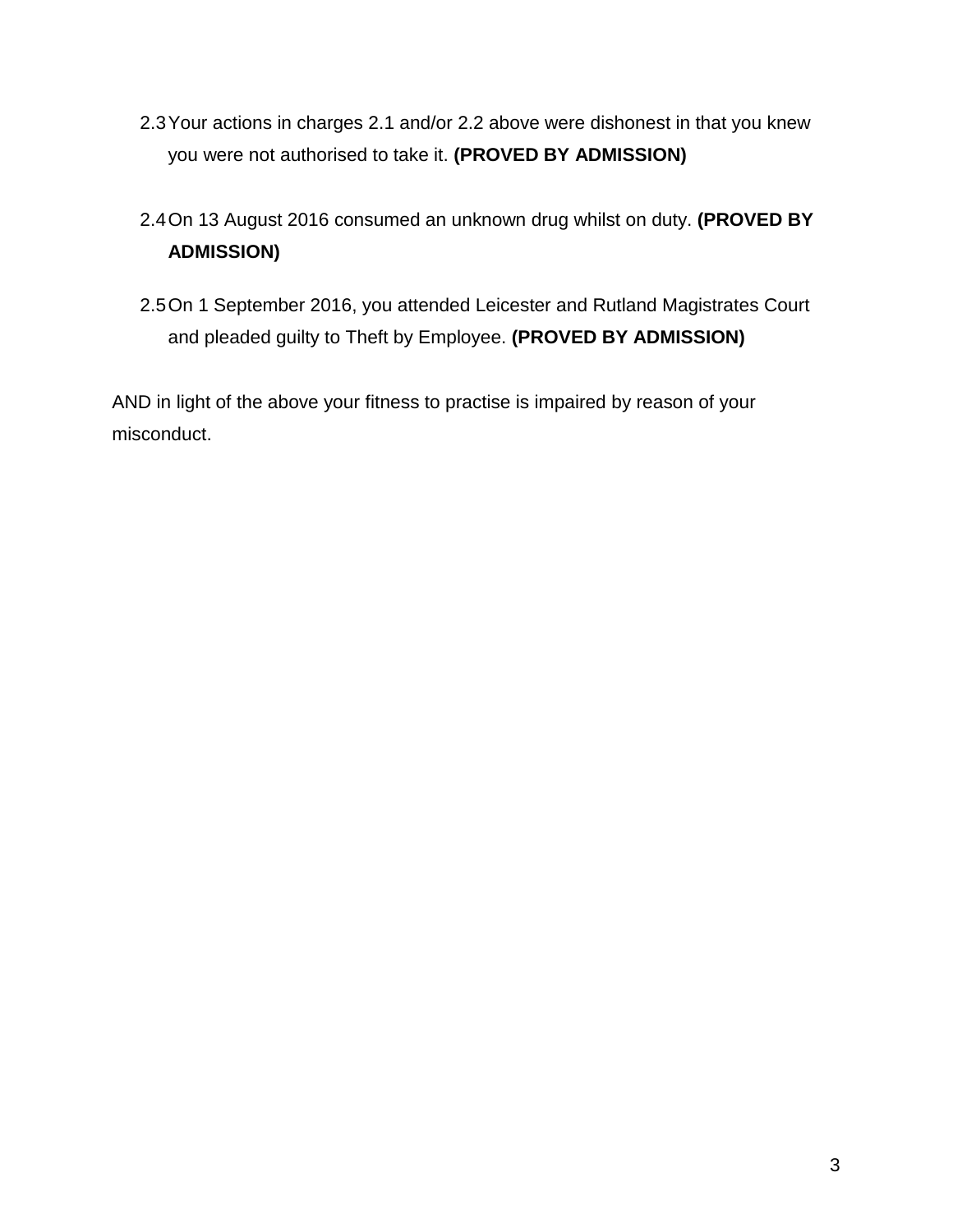2.3 Your actions in charges 2.1 and/or 2.2 above were dishonest in that you knew you were not authorised to take it. **(PROVED BY ADMISSION)**

2.4 On 13 August 2016 consumed an unknown drug whilst on duty. **(PROVED BY ADMISSION)**

2.5 On 1 September 2016, you attended Leicester and Rutland Magistrates Court and pleaded guilty to Theft by Employee. **(PROVED BY ADMISSION)**

AND in light of the above your fitness to practise is impaired by reason of your misconduct.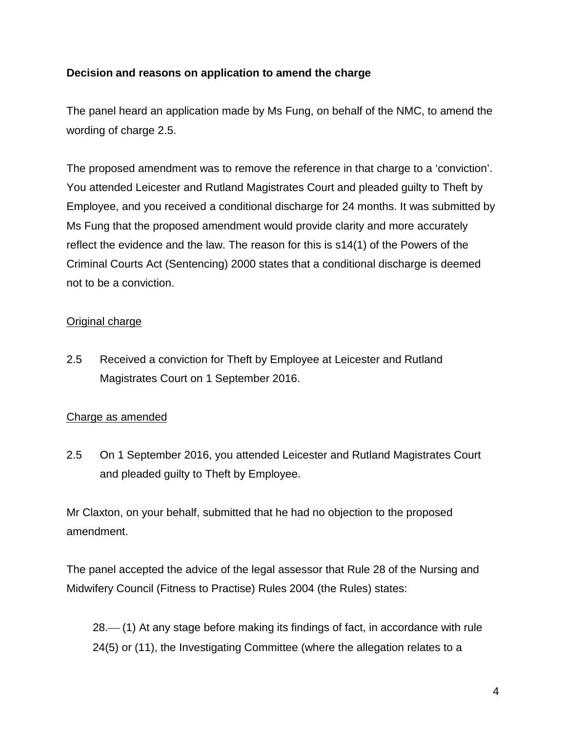**Decision and reasons on application to amend the charge**

The panel heard an application made by Ms Fung, on behalf of the NMC, to amend the wording of charge 2.5.

The proposed amendment was to remove the reference in that charge to a 'conviction'. You attended Leicester and Rutland Magistrates Court and pleaded guilty to Theft by Employee, and you received a conditional discharge for 24 months. It was submitted by Ms Fung that the proposed amendment would provide clarity and more accurately reflect the evidence and the law. The reason for this is s14(1) of the Powers of the Criminal Courts Act (Sentencing) 2000 states that a conditional discharge is deemed not to be a conviction.

<u>Original charge</u>

2.5 Received a conviction for Theft by Employee at Leicester and Rutland Magistrates Court on 1 September 2016.

<u>Charge as amended</u>

2.5 On 1 September 2016, you attended Leicester and Rutland Magistrates Court and pleaded guilty to Theft by Employee.

Mr Claxton, on your behalf, submitted that he had no objection to the proposed amendment.

The panel accepted the advice of the legal assessor that Rule 28 of the Nursing and Midwifery Council (Fitness to Practise) Rules 2004 (the Rules) states:

> 28.— (1) At any stage before making its findings of fact, in accordance with rule 24(5) or (11), the Investigating Committee (where the allegation relates to a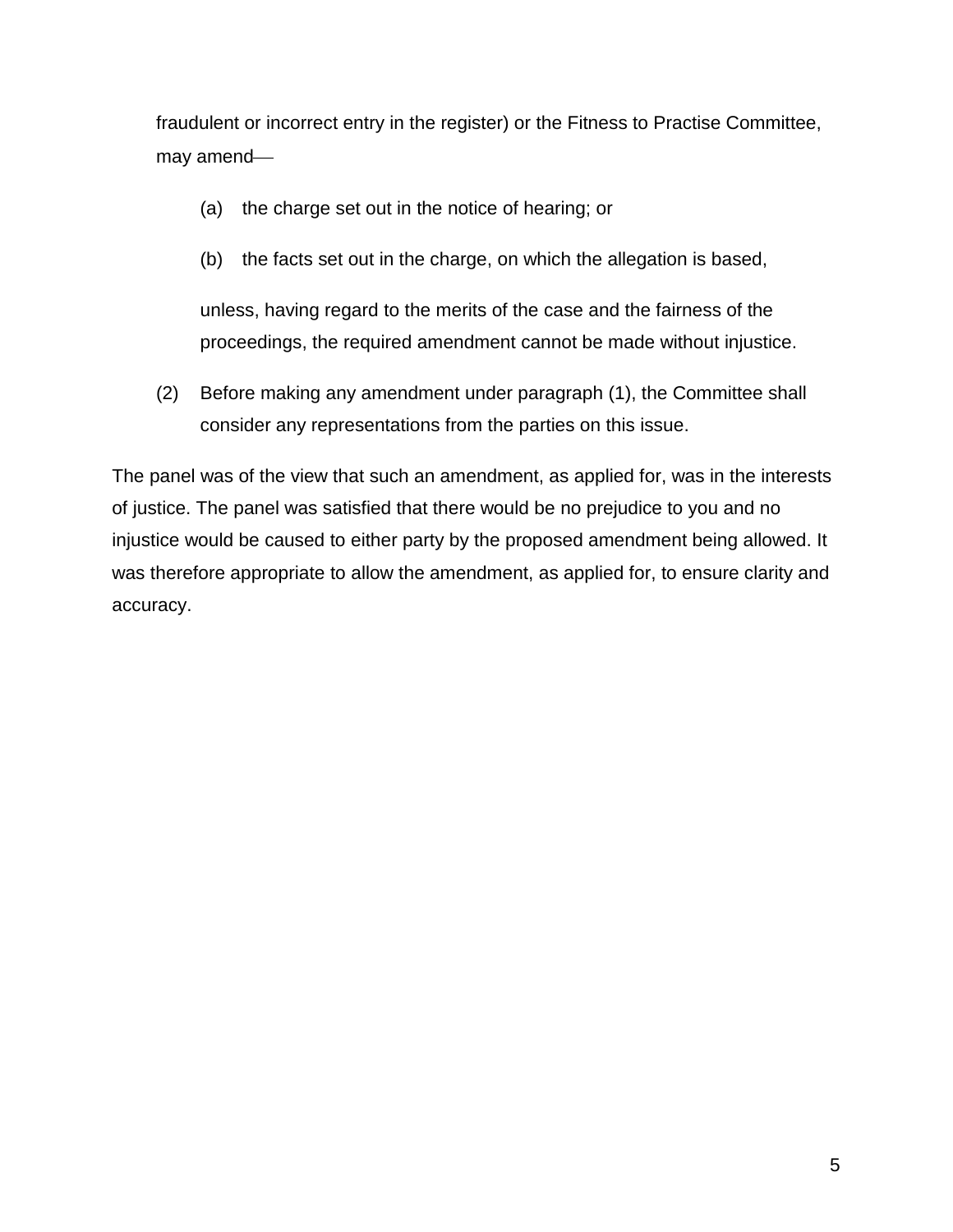fraudulent or incorrect entry in the register) or the Fitness to Practise Committee, may amend—

> (a) the charge set out in the notice of hearing; or
>
> (b) the facts set out in the charge, on which the allegation is based,
>
> unless, having regard to the merits of the case and the fairness of the proceedings, the required amendment cannot be made without injustice.

(2) Before making any amendment under paragraph (1), the Committee shall consider any representations from the parties on this issue.

The panel was of the view that such an amendment, as applied for, was in the interests of justice. The panel was satisfied that there would be no prejudice to you and no injustice would be caused to either party by the proposed amendment being allowed. It was therefore appropriate to allow the amendment, as applied for, to ensure clarity and accuracy.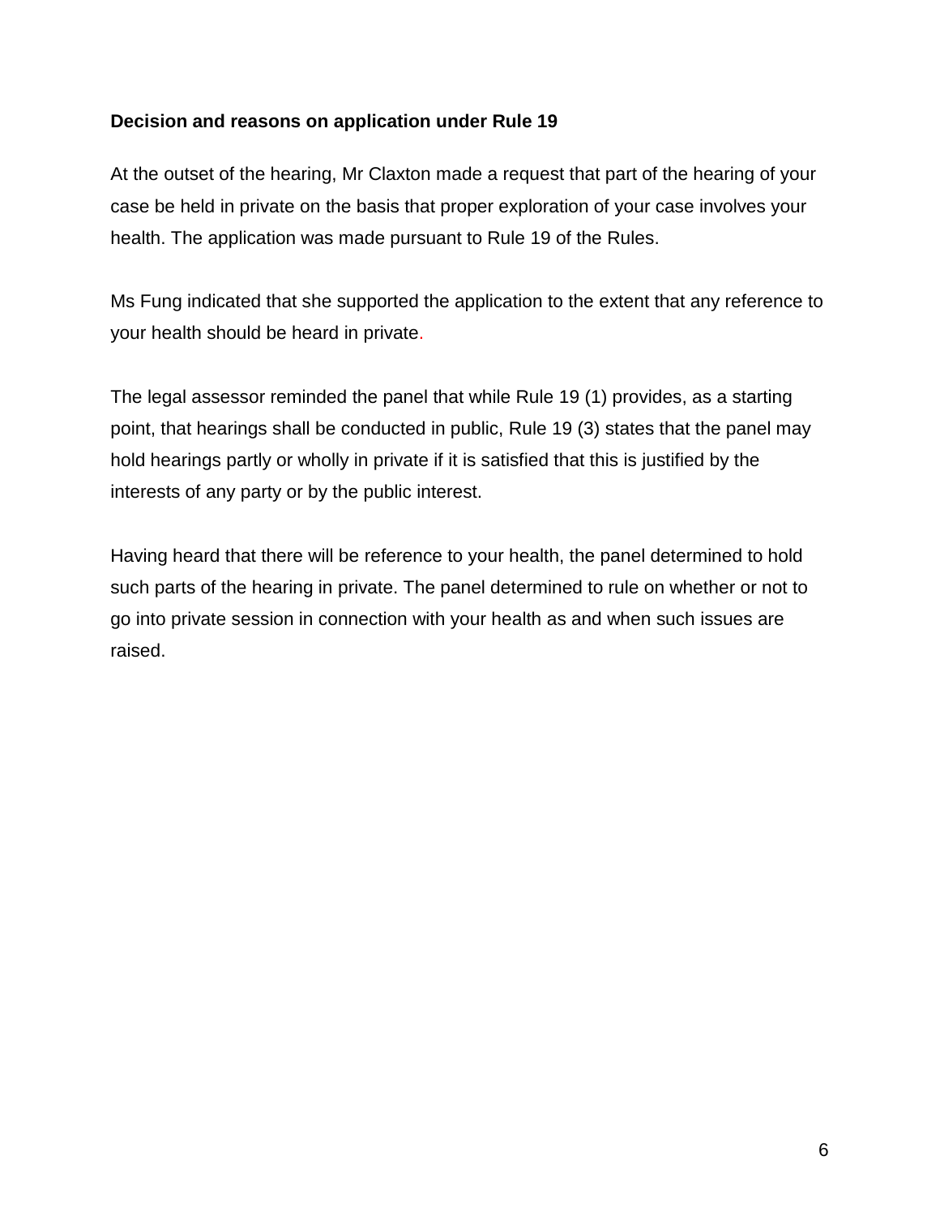**Decision and reasons on application under Rule 19**

At the outset of the hearing, Mr Claxton made a request that part of the hearing of your case be held in private on the basis that proper exploration of your case involves your health. The application was made pursuant to Rule 19 of the Rules.

Ms Fung indicated that she supported the application to the extent that any reference to your health should be heard in private.

The legal assessor reminded the panel that while Rule 19 (1) provides, as a starting point, that hearings shall be conducted in public, Rule 19 (3) states that the panel may hold hearings partly or wholly in private if it is satisfied that this is justified by the interests of any party or by the public interest.

Having heard that there will be reference to your health, the panel determined to hold such parts of the hearing in private. The panel determined to rule on whether or not to go into private session in connection with your health as and when such issues are raised.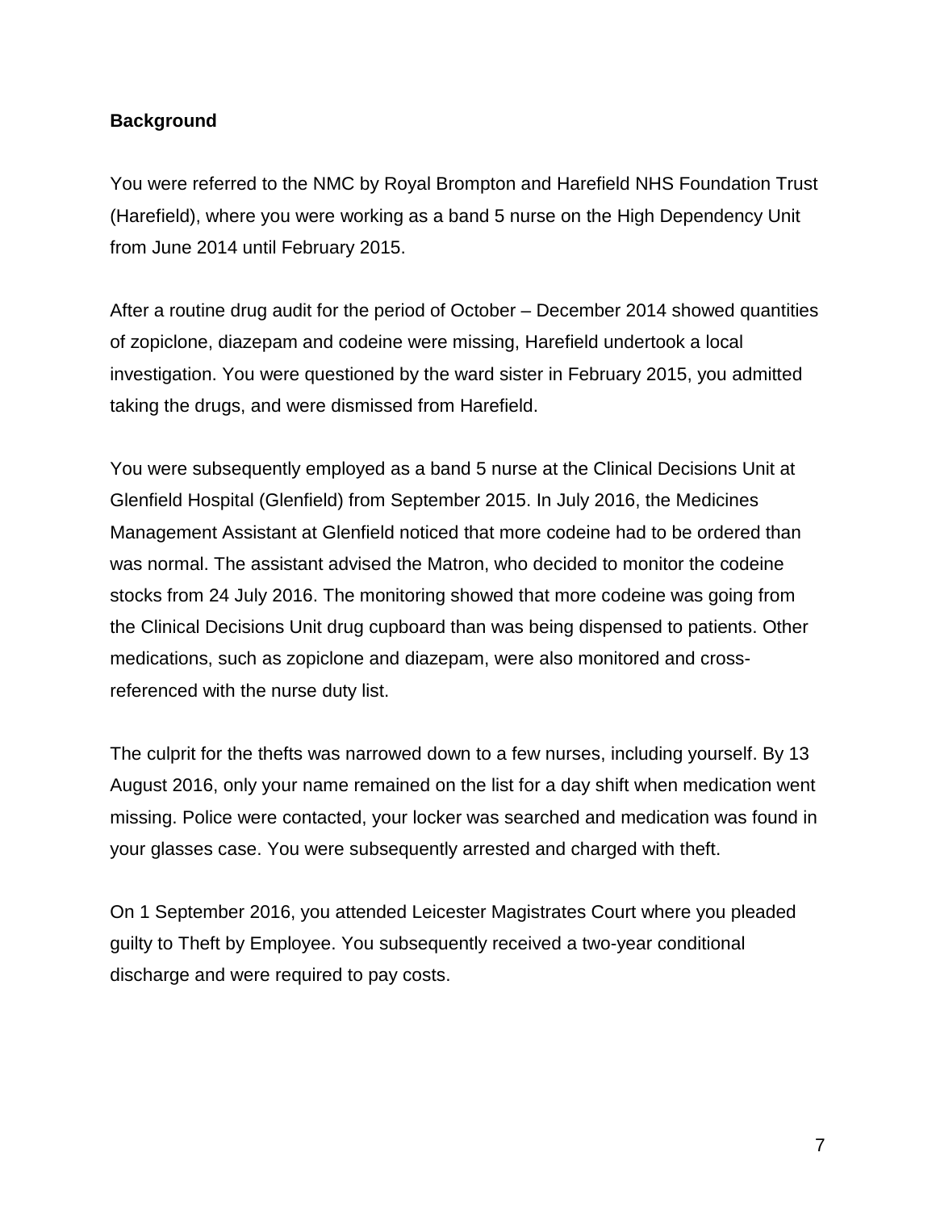**Background**

You were referred to the NMC by Royal Brompton and Harefield NHS Foundation Trust (Harefield), where you were working as a band 5 nurse on the High Dependency Unit from June 2014 until February 2015.

After a routine drug audit for the period of October – December 2014 showed quantities of zopiclone, diazepam and codeine were missing, Harefield undertook a local investigation. You were questioned by the ward sister in February 2015, you admitted taking the drugs, and were dismissed from Harefield.

You were subsequently employed as a band 5 nurse at the Clinical Decisions Unit at Glenfield Hospital (Glenfield) from September 2015. In July 2016, the Medicines Management Assistant at Glenfield noticed that more codeine had to be ordered than was normal. The assistant advised the Matron, who decided to monitor the codeine stocks from 24 July 2016. The monitoring showed that more codeine was going from the Clinical Decisions Unit drug cupboard than was being dispensed to patients. Other medications, such as zopiclone and diazepam, were also monitored and cross-referenced with the nurse duty list.

The culprit for the thefts was narrowed down to a few nurses, including yourself. By 13 August 2016, only your name remained on the list for a day shift when medication went missing. Police were contacted, your locker was searched and medication was found in your glasses case. You were subsequently arrested and charged with theft.

On 1 September 2016, you attended Leicester Magistrates Court where you pleaded guilty to Theft by Employee. You subsequently received a two-year conditional discharge and were required to pay costs.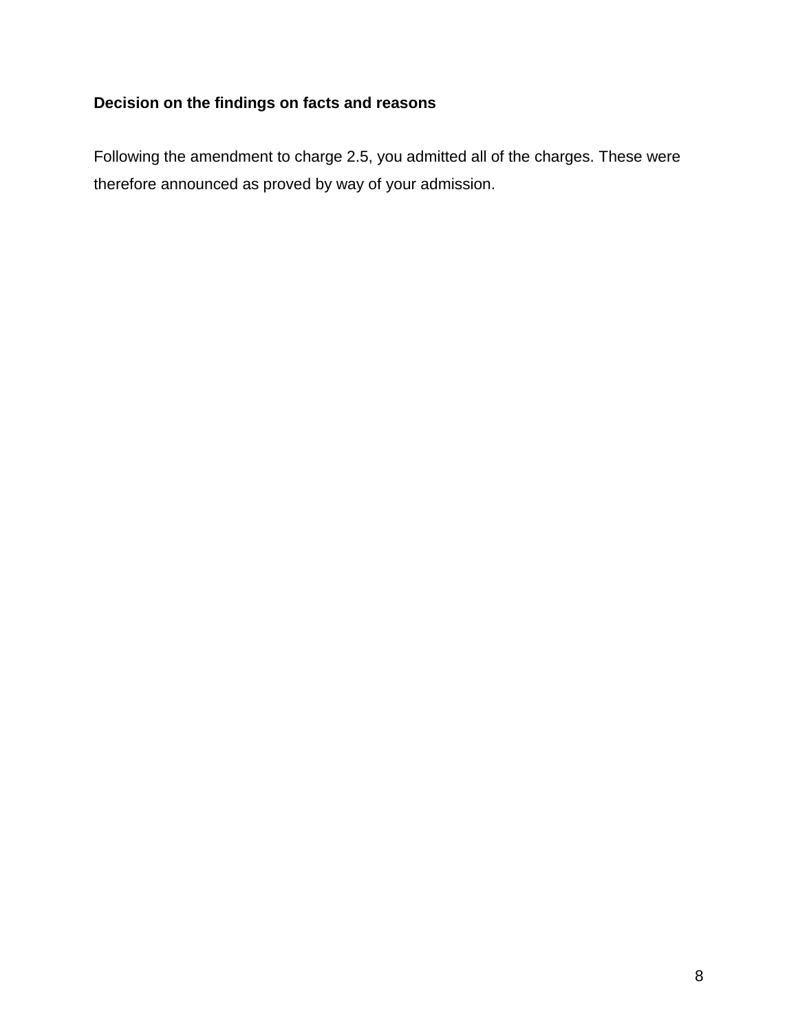**Decision on the findings on facts and reasons**

Following the amendment to charge 2.5, you admitted all of the charges. These were therefore announced as proved by way of your admission.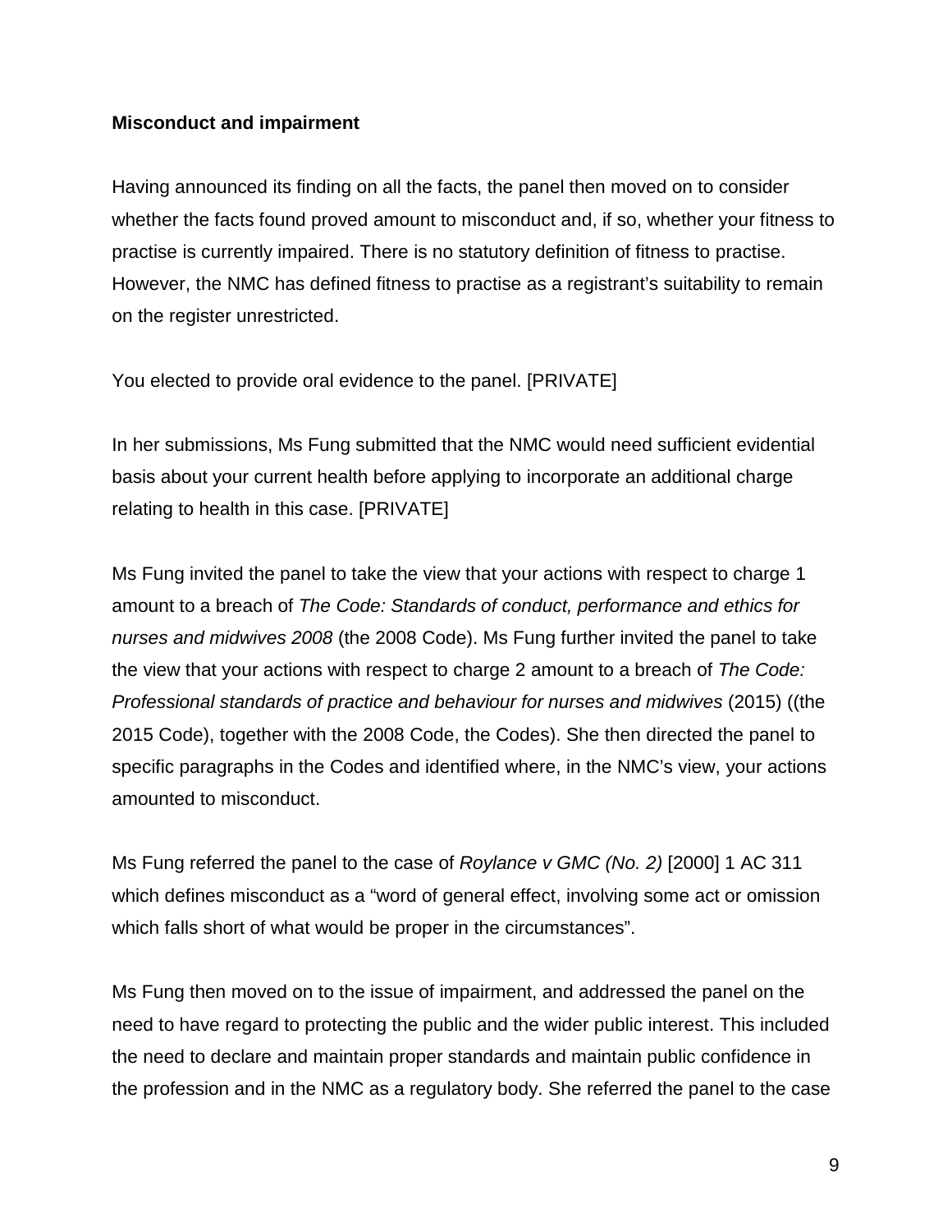**Misconduct and impairment**

Having announced its finding on all the facts, the panel then moved on to consider whether the facts found proved amount to misconduct and, if so, whether your fitness to practise is currently impaired. There is no statutory definition of fitness to practise. However, the NMC has defined fitness to practise as a registrant's suitability to remain on the register unrestricted.

You elected to provide oral evidence to the panel. [PRIVATE]

In her submissions, Ms Fung submitted that the NMC would need sufficient evidential basis about your current health before applying to incorporate an additional charge relating to health in this case. [PRIVATE]

Ms Fung invited the panel to take the view that your actions with respect to charge 1 amount to a breach of *The Code: Standards of conduct, performance and ethics for nurses and midwives 2008* (the 2008 Code). Ms Fung further invited the panel to take the view that your actions with respect to charge 2 amount to a breach of *The Code: Professional standards of practice and behaviour for nurses and midwives* (2015) ((the 2015 Code), together with the 2008 Code, the Codes). She then directed the panel to specific paragraphs in the Codes and identified where, in the NMC's view, your actions amounted to misconduct.

Ms Fung referred the panel to the case of *Roylance v GMC (No. 2)* [2000] 1 AC 311 which defines misconduct as a "word of general effect, involving some act or omission which falls short of what would be proper in the circumstances".

Ms Fung then moved on to the issue of impairment, and addressed the panel on the need to have regard to protecting the public and the wider public interest. This included the need to declare and maintain proper standards and maintain public confidence in the profession and in the NMC as a regulatory body. She referred the panel to the case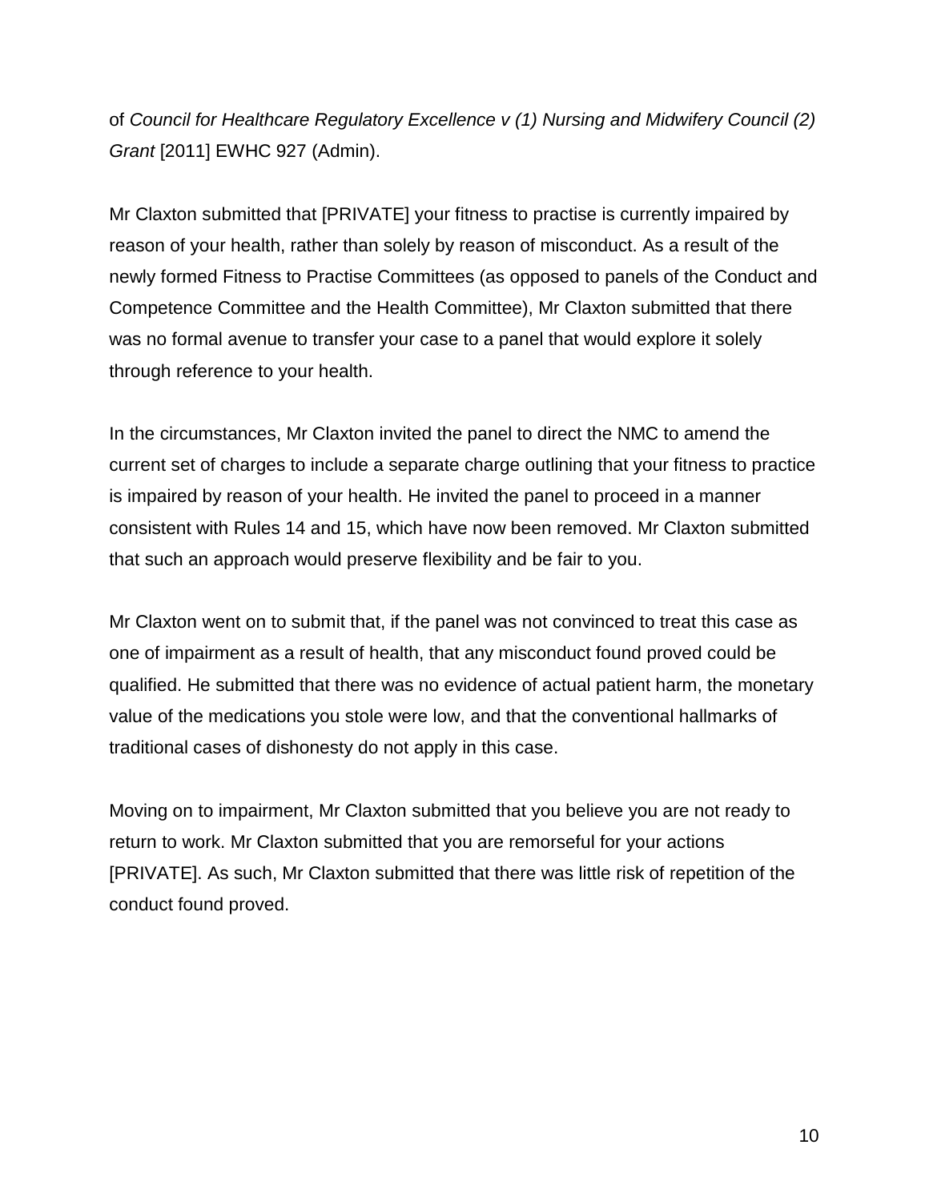of *Council for Healthcare Regulatory Excellence v (1) Nursing and Midwifery Council (2) Grant* [2011] EWHC 927 (Admin).

Mr Claxton submitted that [PRIVATE] your fitness to practise is currently impaired by reason of your health, rather than solely by reason of misconduct. As a result of the newly formed Fitness to Practise Committees (as opposed to panels of the Conduct and Competence Committee and the Health Committee), Mr Claxton submitted that there was no formal avenue to transfer your case to a panel that would explore it solely through reference to your health.

In the circumstances, Mr Claxton invited the panel to direct the NMC to amend the current set of charges to include a separate charge outlining that your fitness to practice is impaired by reason of your health. He invited the panel to proceed in a manner consistent with Rules 14 and 15, which have now been removed. Mr Claxton submitted that such an approach would preserve flexibility and be fair to you.

Mr Claxton went on to submit that, if the panel was not convinced to treat this case as one of impairment as a result of health, that any misconduct found proved could be qualified. He submitted that there was no evidence of actual patient harm, the monetary value of the medications you stole were low, and that the conventional hallmarks of traditional cases of dishonesty do not apply in this case.

Moving on to impairment, Mr Claxton submitted that you believe you are not ready to return to work. Mr Claxton submitted that you are remorseful for your actions [PRIVATE]. As such, Mr Claxton submitted that there was little risk of repetition of the conduct found proved.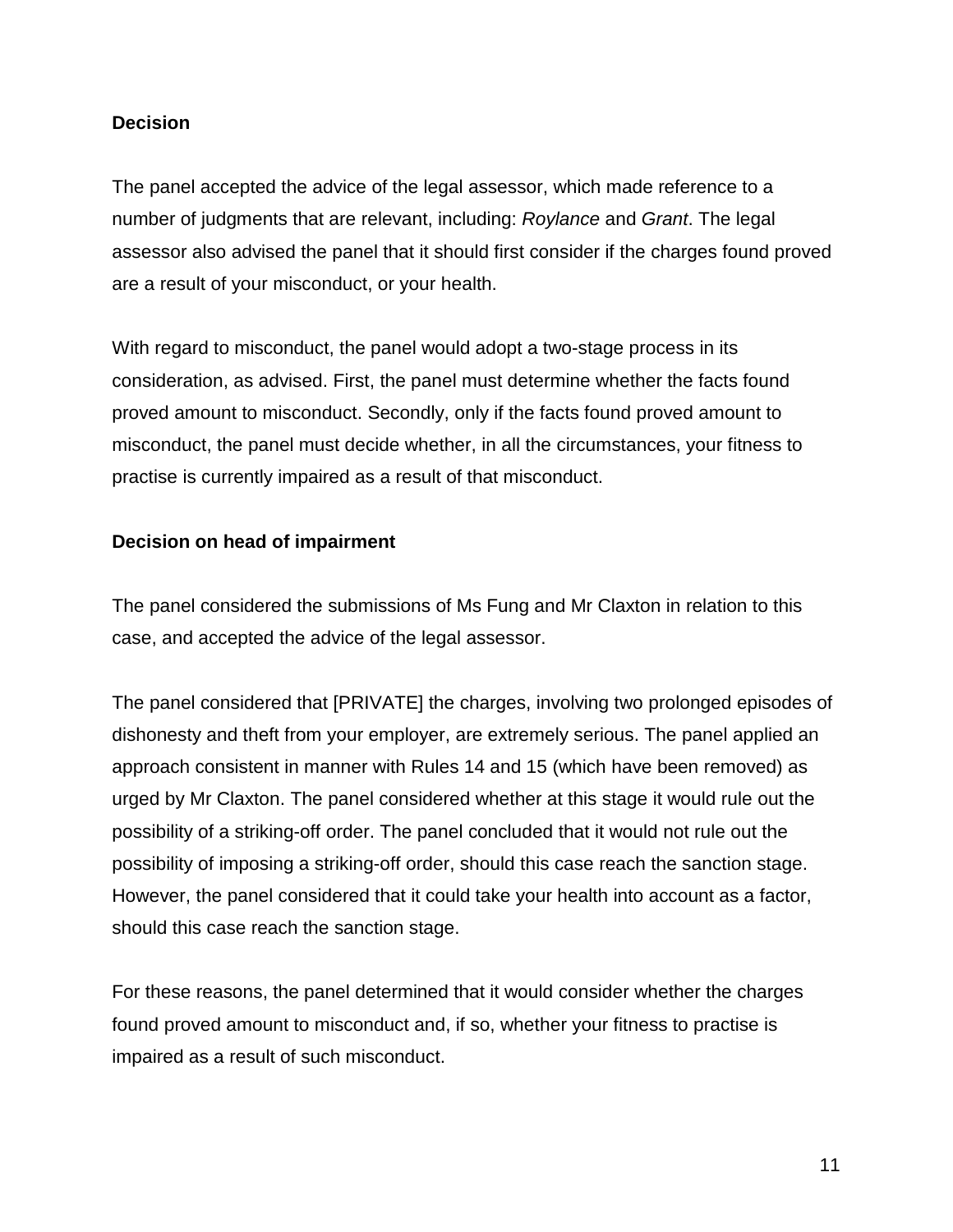**Decision**

The panel accepted the advice of the legal assessor, which made reference to a number of judgments that are relevant, including: *Roylance* and *Grant*. The legal assessor also advised the panel that it should first consider if the charges found proved are a result of your misconduct, or your health.

With regard to misconduct, the panel would adopt a two-stage process in its consideration, as advised. First, the panel must determine whether the facts found proved amount to misconduct. Secondly, only if the facts found proved amount to misconduct, the panel must decide whether, in all the circumstances, your fitness to practise is currently impaired as a result of that misconduct.

**Decision on head of impairment**

The panel considered the submissions of Ms Fung and Mr Claxton in relation to this case, and accepted the advice of the legal assessor.

The panel considered that [PRIVATE] the charges, involving two prolonged episodes of dishonesty and theft from your employer, are extremely serious. The panel applied an approach consistent in manner with Rules 14 and 15 (which have been removed) as urged by Mr Claxton. The panel considered whether at this stage it would rule out the possibility of a striking-off order. The panel concluded that it would not rule out the possibility of imposing a striking-off order, should this case reach the sanction stage. However, the panel considered that it could take your health into account as a factor, should this case reach the sanction stage.

For these reasons, the panel determined that it would consider whether the charges found proved amount to misconduct and, if so, whether your fitness to practise is impaired as a result of such misconduct.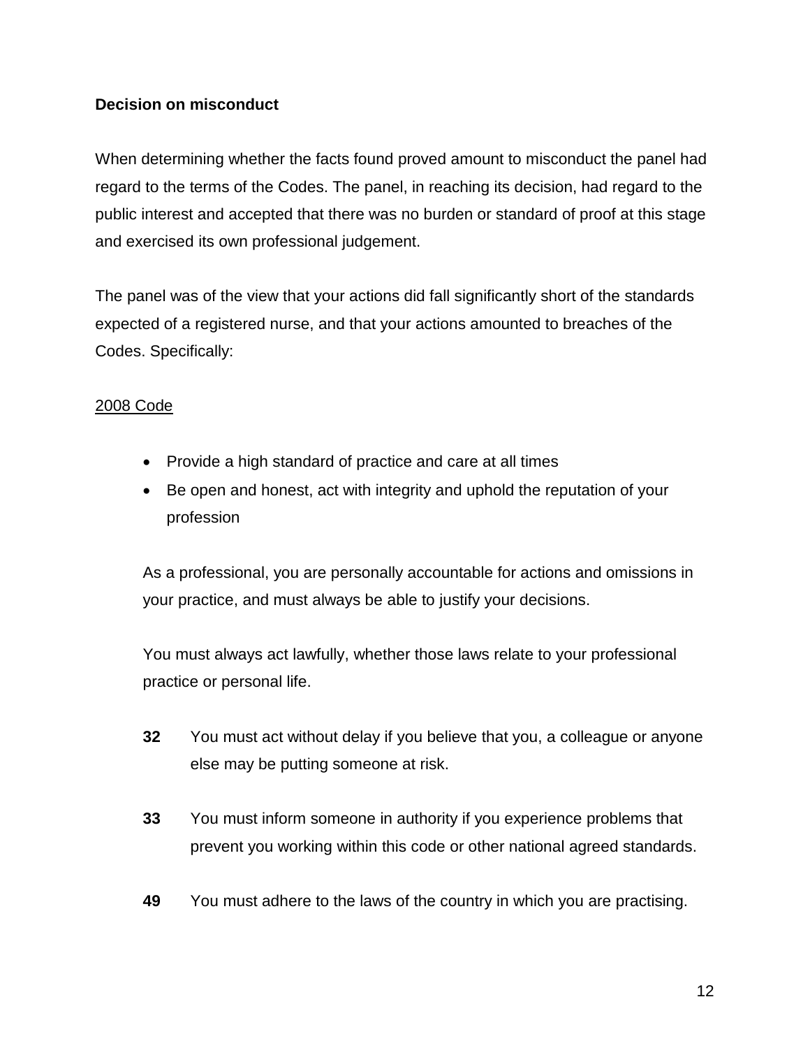**Decision on misconduct**

When determining whether the facts found proved amount to misconduct the panel had regard to the terms of the Codes. The panel, in reaching its decision, had regard to the public interest and accepted that there was no burden or standard of proof at this stage and exercised its own professional judgement.

The panel was of the view that your actions did fall significantly short of the standards expected of a registered nurse, and that your actions amounted to breaches of the Codes. Specifically:

<u>2008 Code</u>

- Provide a high standard of practice and care at all times
- Be open and honest, act with integrity and uphold the reputation of your profession

As a professional, you are personally accountable for actions and omissions in your practice, and must always be able to justify your decisions.

You must always act lawfully, whether those laws relate to your professional practice or personal life.

**32** You must act without delay if you believe that you, a colleague or anyone else may be putting someone at risk.

**33** You must inform someone in authority if you experience problems that prevent you working within this code or other national agreed standards.

**49** You must adhere to the laws of the country in which you are practising.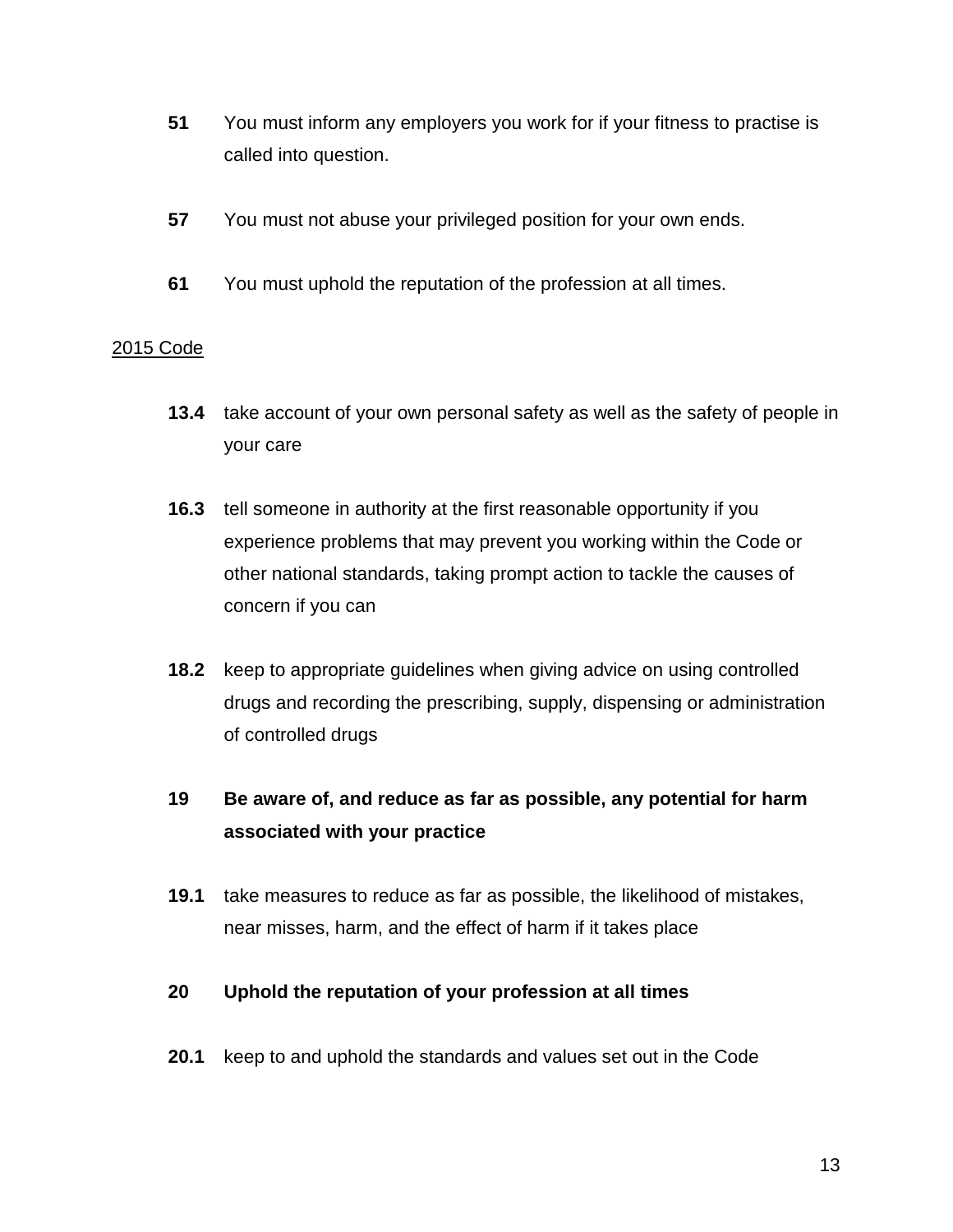**51** You must inform any employers you work for if your fitness to practise is called into question.

**57** You must not abuse your privileged position for your own ends.

**61** You must uphold the reputation of the profession at all times.

2015 Code

**13.4** take account of your own personal safety as well as the safety of people in your care

**16.3** tell someone in authority at the first reasonable opportunity if you experience problems that may prevent you working within the Code or other national standards, taking prompt action to tackle the causes of concern if you can

**18.2** keep to appropriate guidelines when giving advice on using controlled drugs and recording the prescribing, supply, dispensing or administration of controlled drugs

**19 Be aware of, and reduce as far as possible, any potential for harm associated with your practice**

**19.1** take measures to reduce as far as possible, the likelihood of mistakes, near misses, harm, and the effect of harm if it takes place

**20 Uphold the reputation of your profession at all times**

**20.1** keep to and uphold the standards and values set out in the Code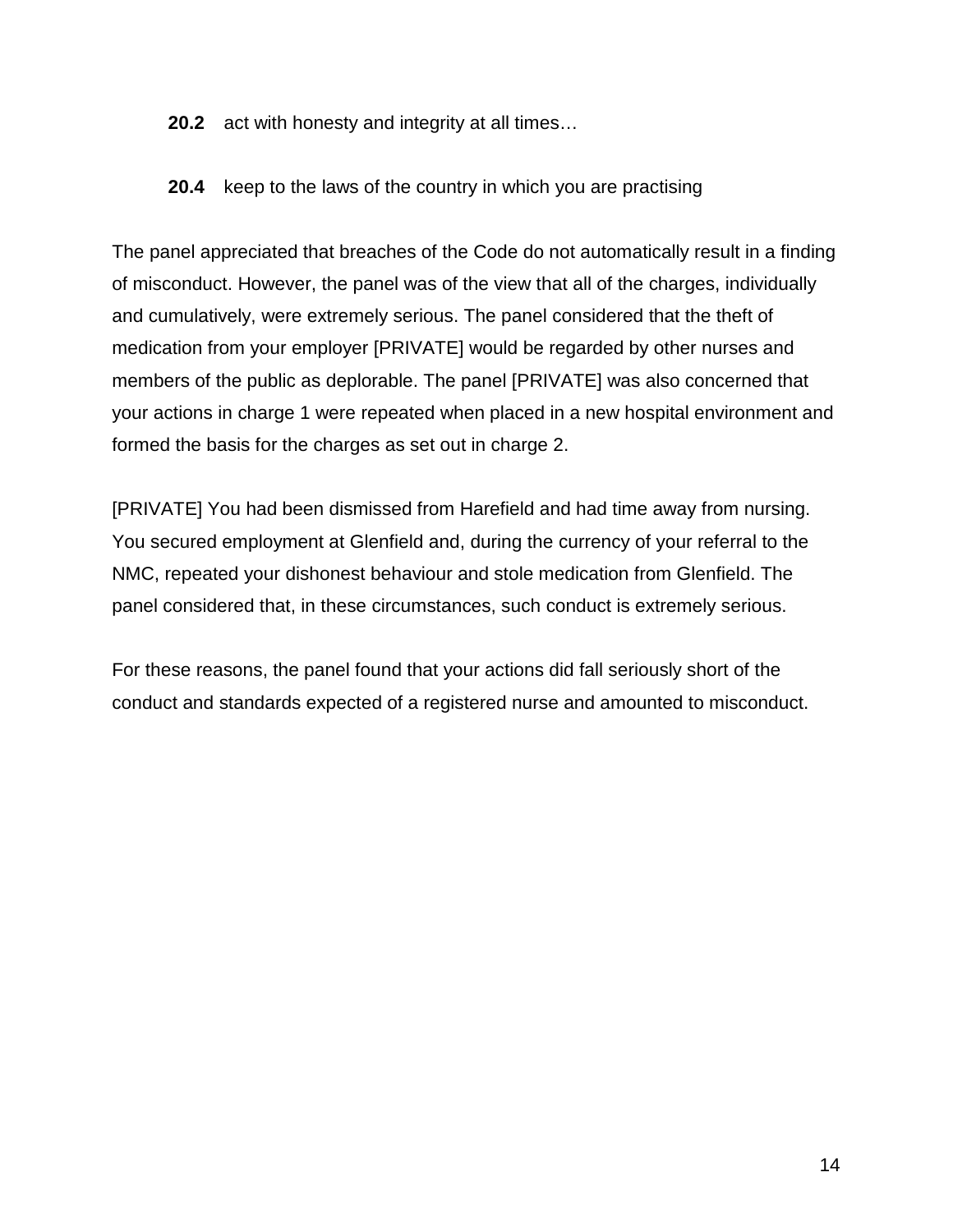**20.2** act with honesty and integrity at all times…

**20.4** keep to the laws of the country in which you are practising

The panel appreciated that breaches of the Code do not automatically result in a finding of misconduct. However, the panel was of the view that all of the charges, individually and cumulatively, were extremely serious. The panel considered that the theft of medication from your employer [PRIVATE] would be regarded by other nurses and members of the public as deplorable. The panel [PRIVATE] was also concerned that your actions in charge 1 were repeated when placed in a new hospital environment and formed the basis for the charges as set out in charge 2.

[PRIVATE] You had been dismissed from Harefield and had time away from nursing. You secured employment at Glenfield and, during the currency of your referral to the NMC, repeated your dishonest behaviour and stole medication from Glenfield. The panel considered that, in these circumstances, such conduct is extremely serious.

For these reasons, the panel found that your actions did fall seriously short of the conduct and standards expected of a registered nurse and amounted to misconduct.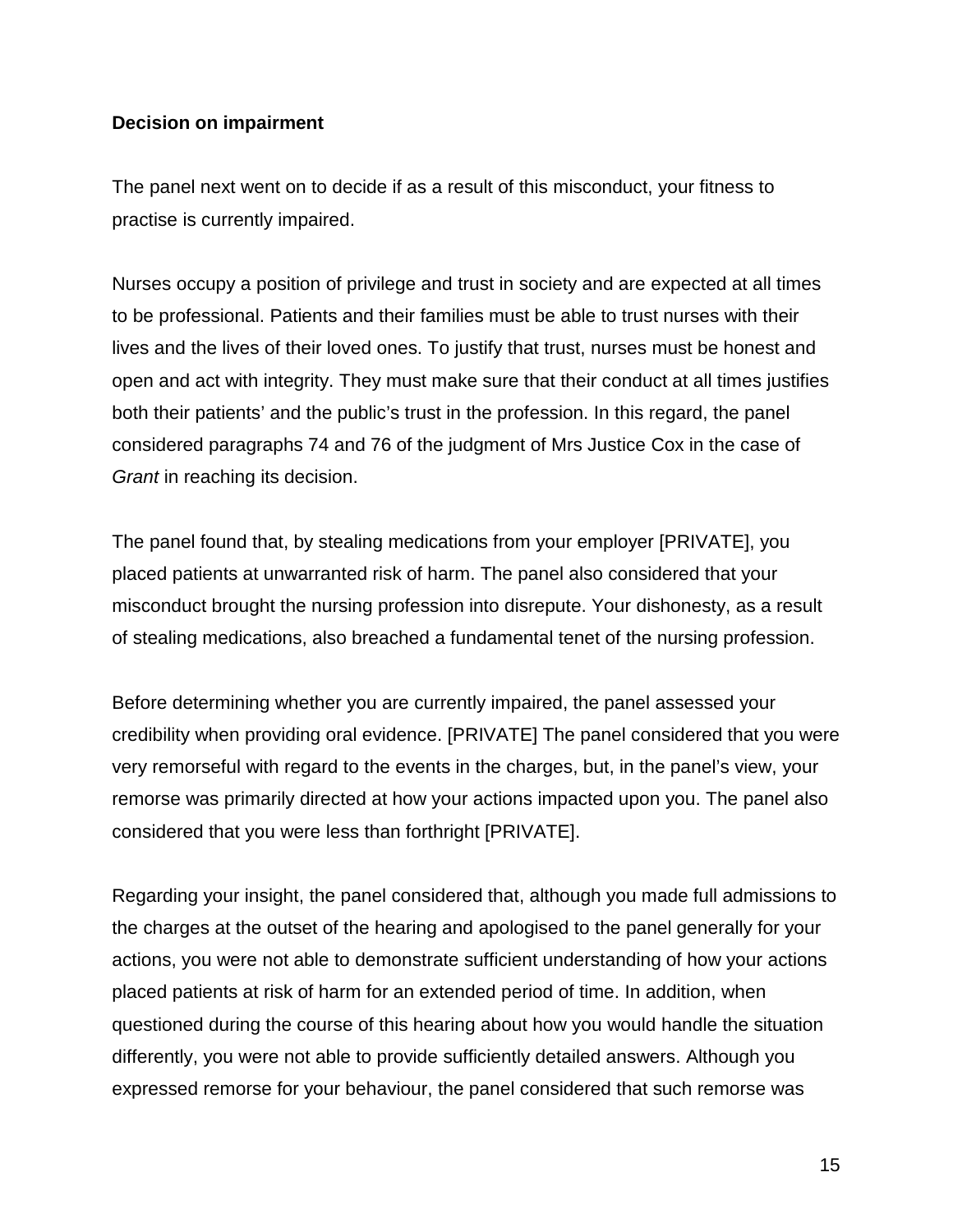**Decision on impairment**

The panel next went on to decide if as a result of this misconduct, your fitness to practise is currently impaired.

Nurses occupy a position of privilege and trust in society and are expected at all times to be professional. Patients and their families must be able to trust nurses with their lives and the lives of their loved ones. To justify that trust, nurses must be honest and open and act with integrity. They must make sure that their conduct at all times justifies both their patients' and the public's trust in the profession. In this regard, the panel considered paragraphs 74 and 76 of the judgment of Mrs Justice Cox in the case of *Grant* in reaching its decision.

The panel found that, by stealing medications from your employer [PRIVATE], you placed patients at unwarranted risk of harm. The panel also considered that your misconduct brought the nursing profession into disrepute. Your dishonesty, as a result of stealing medications, also breached a fundamental tenet of the nursing profession.

Before determining whether you are currently impaired, the panel assessed your credibility when providing oral evidence. [PRIVATE] The panel considered that you were very remorseful with regard to the events in the charges, but, in the panel's view, your remorse was primarily directed at how your actions impacted upon you. The panel also considered that you were less than forthright [PRIVATE].

Regarding your insight, the panel considered that, although you made full admissions to the charges at the outset of the hearing and apologised to the panel generally for your actions, you were not able to demonstrate sufficient understanding of how your actions placed patients at risk of harm for an extended period of time. In addition, when questioned during the course of this hearing about how you would handle the situation differently, you were not able to provide sufficiently detailed answers. Although you expressed remorse for your behaviour, the panel considered that such remorse was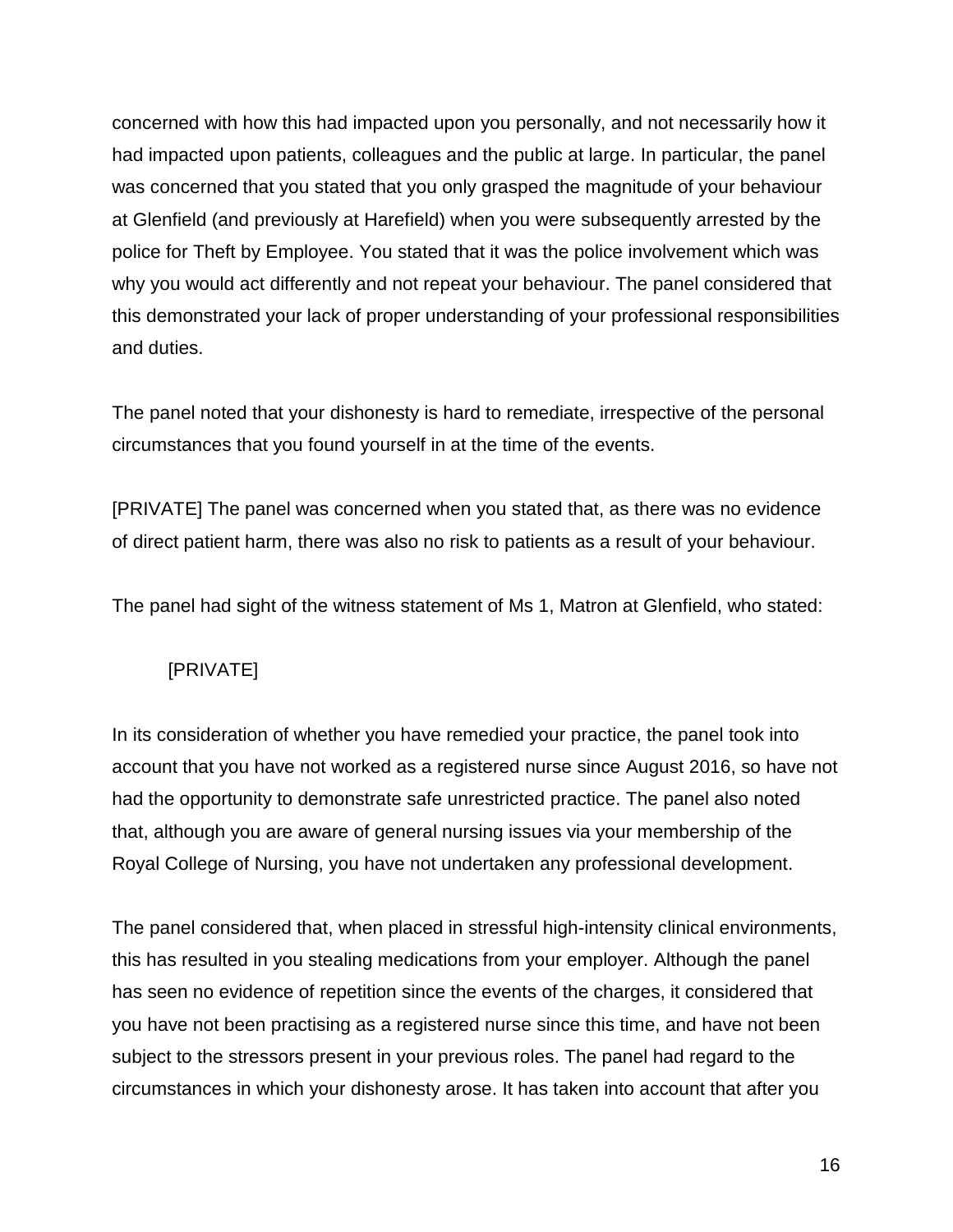concerned with how this had impacted upon you personally, and not necessarily how it had impacted upon patients, colleagues and the public at large. In particular, the panel was concerned that you stated that you only grasped the magnitude of your behaviour at Glenfield (and previously at Harefield) when you were subsequently arrested by the police for Theft by Employee. You stated that it was the police involvement which was why you would act differently and not repeat your behaviour. The panel considered that this demonstrated your lack of proper understanding of your professional responsibilities and duties.

The panel noted that your dishonesty is hard to remediate, irrespective of the personal circumstances that you found yourself in at the time of the events.

[PRIVATE] The panel was concerned when you stated that, as there was no evidence of direct patient harm, there was also no risk to patients as a result of your behaviour.

The panel had sight of the witness statement of Ms 1, Matron at Glenfield, who stated:

> [PRIVATE]

In its consideration of whether you have remedied your practice, the panel took into account that you have not worked as a registered nurse since August 2016, so have not had the opportunity to demonstrate safe unrestricted practice. The panel also noted that, although you are aware of general nursing issues via your membership of the Royal College of Nursing, you have not undertaken any professional development.

The panel considered that, when placed in stressful high-intensity clinical environments, this has resulted in you stealing medications from your employer. Although the panel has seen no evidence of repetition since the events of the charges, it considered that you have not been practising as a registered nurse since this time, and have not been subject to the stressors present in your previous roles. The panel had regard to the circumstances in which your dishonesty arose. It has taken into account that after you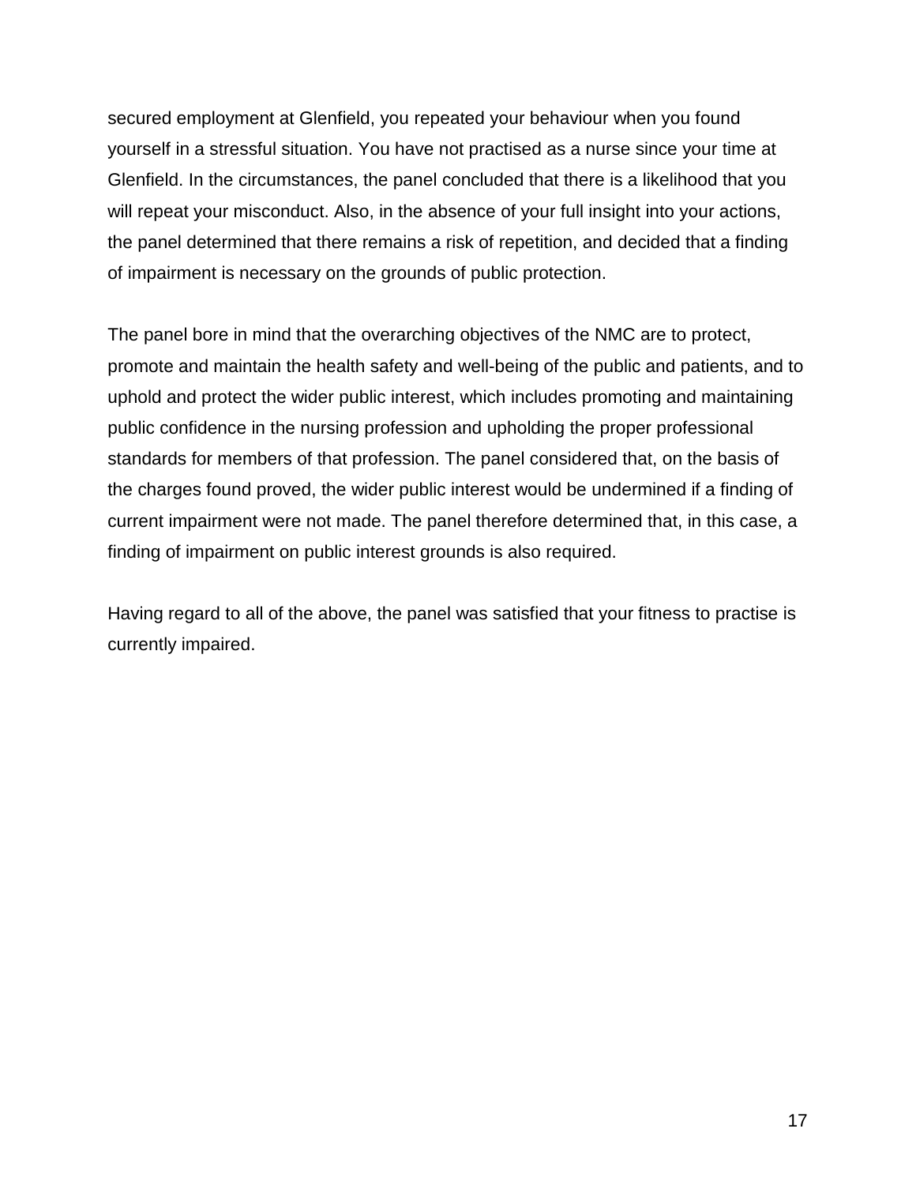secured employment at Glenfield, you repeated your behaviour when you found yourself in a stressful situation. You have not practised as a nurse since your time at Glenfield. In the circumstances, the panel concluded that there is a likelihood that you will repeat your misconduct. Also, in the absence of your full insight into your actions, the panel determined that there remains a risk of repetition, and decided that a finding of impairment is necessary on the grounds of public protection.

The panel bore in mind that the overarching objectives of the NMC are to protect, promote and maintain the health safety and well-being of the public and patients, and to uphold and protect the wider public interest, which includes promoting and maintaining public confidence in the nursing profession and upholding the proper professional standards for members of that profession. The panel considered that, on the basis of the charges found proved, the wider public interest would be undermined if a finding of current impairment were not made. The panel therefore determined that, in this case, a finding of impairment on public interest grounds is also required.

Having regard to all of the above, the panel was satisfied that your fitness to practise is currently impaired.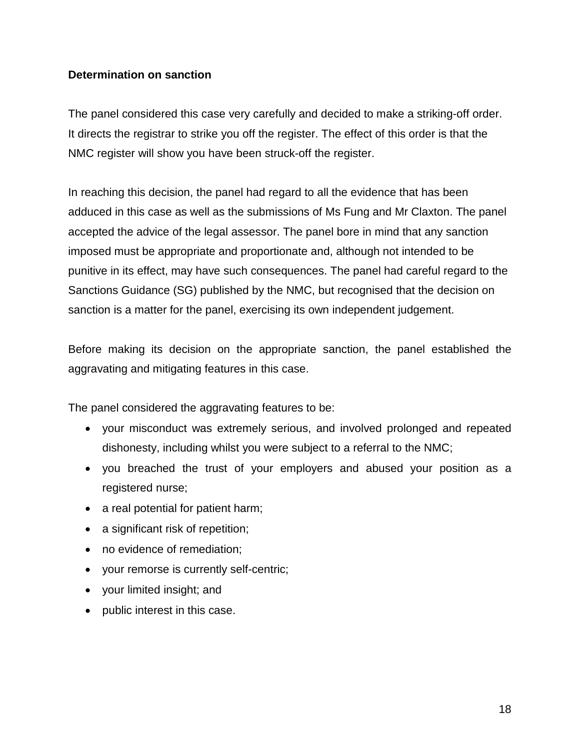**Determination on sanction**

The panel considered this case very carefully and decided to make a striking-off order. It directs the registrar to strike you off the register. The effect of this order is that the NMC register will show you have been struck-off the register.

In reaching this decision, the panel had regard to all the evidence that has been adduced in this case as well as the submissions of Ms Fung and Mr Claxton. The panel accepted the advice of the legal assessor. The panel bore in mind that any sanction imposed must be appropriate and proportionate and, although not intended to be punitive in its effect, may have such consequences. The panel had careful regard to the Sanctions Guidance (SG) published by the NMC, but recognised that the decision on sanction is a matter for the panel, exercising its own independent judgement.

Before making its decision on the appropriate sanction, the panel established the aggravating and mitigating features in this case.

The panel considered the aggravating features to be:

- your misconduct was extremely serious, and involved prolonged and repeated dishonesty, including whilst you were subject to a referral to the NMC;
- you breached the trust of your employers and abused your position as a registered nurse;
- a real potential for patient harm;
- a significant risk of repetition;
- no evidence of remediation;
- your remorse is currently self-centric;
- your limited insight; and
- public interest in this case.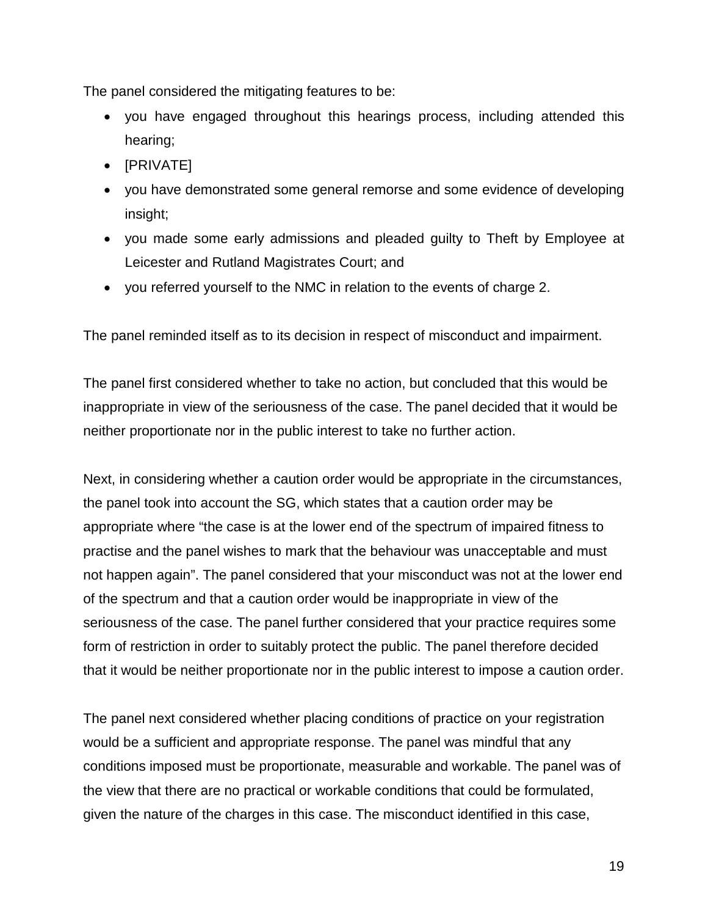The panel considered the mitigating features to be:

- you have engaged throughout this hearings process, including attended this hearing;
- [PRIVATE]
- you have demonstrated some general remorse and some evidence of developing insight;
- you made some early admissions and pleaded guilty to Theft by Employee at Leicester and Rutland Magistrates Court; and
- you referred yourself to the NMC in relation to the events of charge 2.

The panel reminded itself as to its decision in respect of misconduct and impairment.

The panel first considered whether to take no action, but concluded that this would be inappropriate in view of the seriousness of the case. The panel decided that it would be neither proportionate nor in the public interest to take no further action.

Next, in considering whether a caution order would be appropriate in the circumstances, the panel took into account the SG, which states that a caution order may be appropriate where "the case is at the lower end of the spectrum of impaired fitness to practise and the panel wishes to mark that the behaviour was unacceptable and must not happen again". The panel considered that your misconduct was not at the lower end of the spectrum and that a caution order would be inappropriate in view of the seriousness of the case. The panel further considered that your practice requires some form of restriction in order to suitably protect the public. The panel therefore decided that it would be neither proportionate nor in the public interest to impose a caution order.

The panel next considered whether placing conditions of practice on your registration would be a sufficient and appropriate response. The panel was mindful that any conditions imposed must be proportionate, measurable and workable. The panel was of the view that there are no practical or workable conditions that could be formulated, given the nature of the charges in this case. The misconduct identified in this case,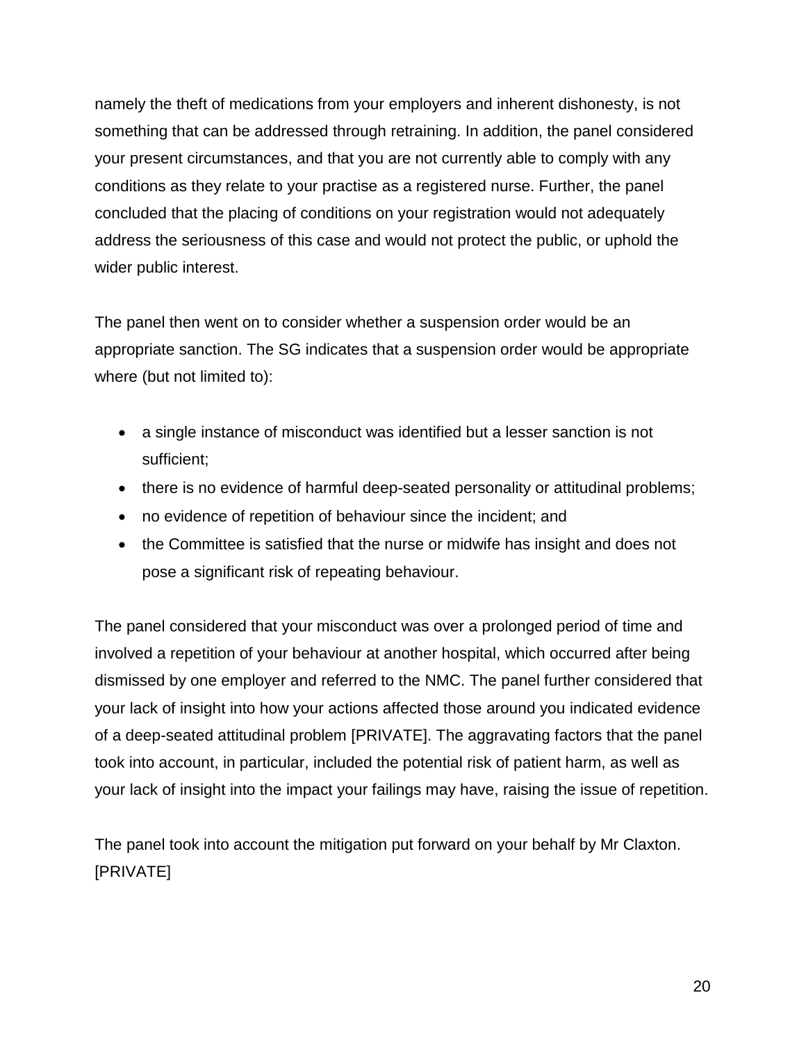namely the theft of medications from your employers and inherent dishonesty, is not something that can be addressed through retraining. In addition, the panel considered your present circumstances, and that you are not currently able to comply with any conditions as they relate to your practise as a registered nurse. Further, the panel concluded that the placing of conditions on your registration would not adequately address the seriousness of this case and would not protect the public, or uphold the wider public interest.

The panel then went on to consider whether a suspension order would be an appropriate sanction. The SG indicates that a suspension order would be appropriate where (but not limited to):

- a single instance of misconduct was identified but a lesser sanction is not sufficient;
- there is no evidence of harmful deep-seated personality or attitudinal problems;
- no evidence of repetition of behaviour since the incident; and
- the Committee is satisfied that the nurse or midwife has insight and does not pose a significant risk of repeating behaviour.

The panel considered that your misconduct was over a prolonged period of time and involved a repetition of your behaviour at another hospital, which occurred after being dismissed by one employer and referred to the NMC. The panel further considered that your lack of insight into how your actions affected those around you indicated evidence of a deep-seated attitudinal problem [PRIVATE]. The aggravating factors that the panel took into account, in particular, included the potential risk of patient harm, as well as your lack of insight into the impact your failings may have, raising the issue of repetition.

The panel took into account the mitigation put forward on your behalf by Mr Claxton. [PRIVATE]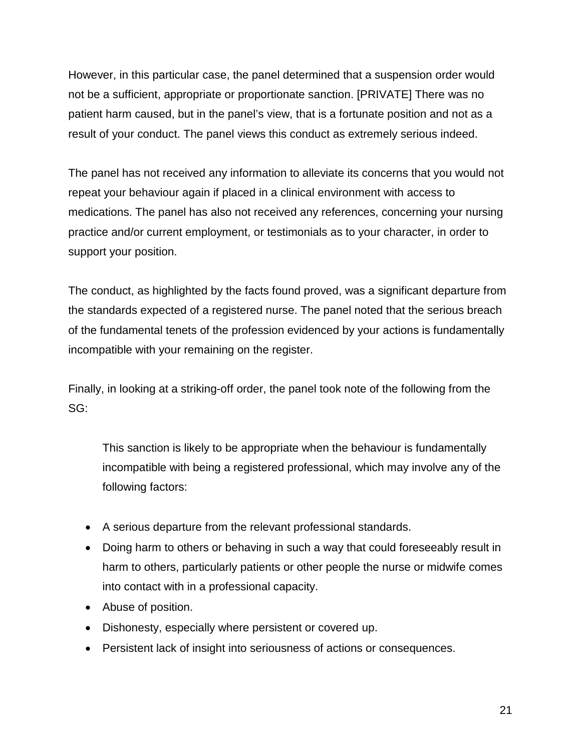However, in this particular case, the panel determined that a suspension order would not be a sufficient, appropriate or proportionate sanction. [PRIVATE] There was no patient harm caused, but in the panel's view, that is a fortunate position and not as a result of your conduct. The panel views this conduct as extremely serious indeed.

The panel has not received any information to alleviate its concerns that you would not repeat your behaviour again if placed in a clinical environment with access to medications. The panel has also not received any references, concerning your nursing practice and/or current employment, or testimonials as to your character, in order to support your position.

The conduct, as highlighted by the facts found proved, was a significant departure from the standards expected of a registered nurse. The panel noted that the serious breach of the fundamental tenets of the profession evidenced by your actions is fundamentally incompatible with your remaining on the register.

Finally, in looking at a striking-off order, the panel took note of the following from the SG:

> This sanction is likely to be appropriate when the behaviour is fundamentally incompatible with being a registered professional, which may involve any of the following factors:

- A serious departure from the relevant professional standards.
- Doing harm to others or behaving in such a way that could foreseeably result in harm to others, particularly patients or other people the nurse or midwife comes into contact with in a professional capacity.
- Abuse of position.
- Dishonesty, especially where persistent or covered up.
- Persistent lack of insight into seriousness of actions or consequences.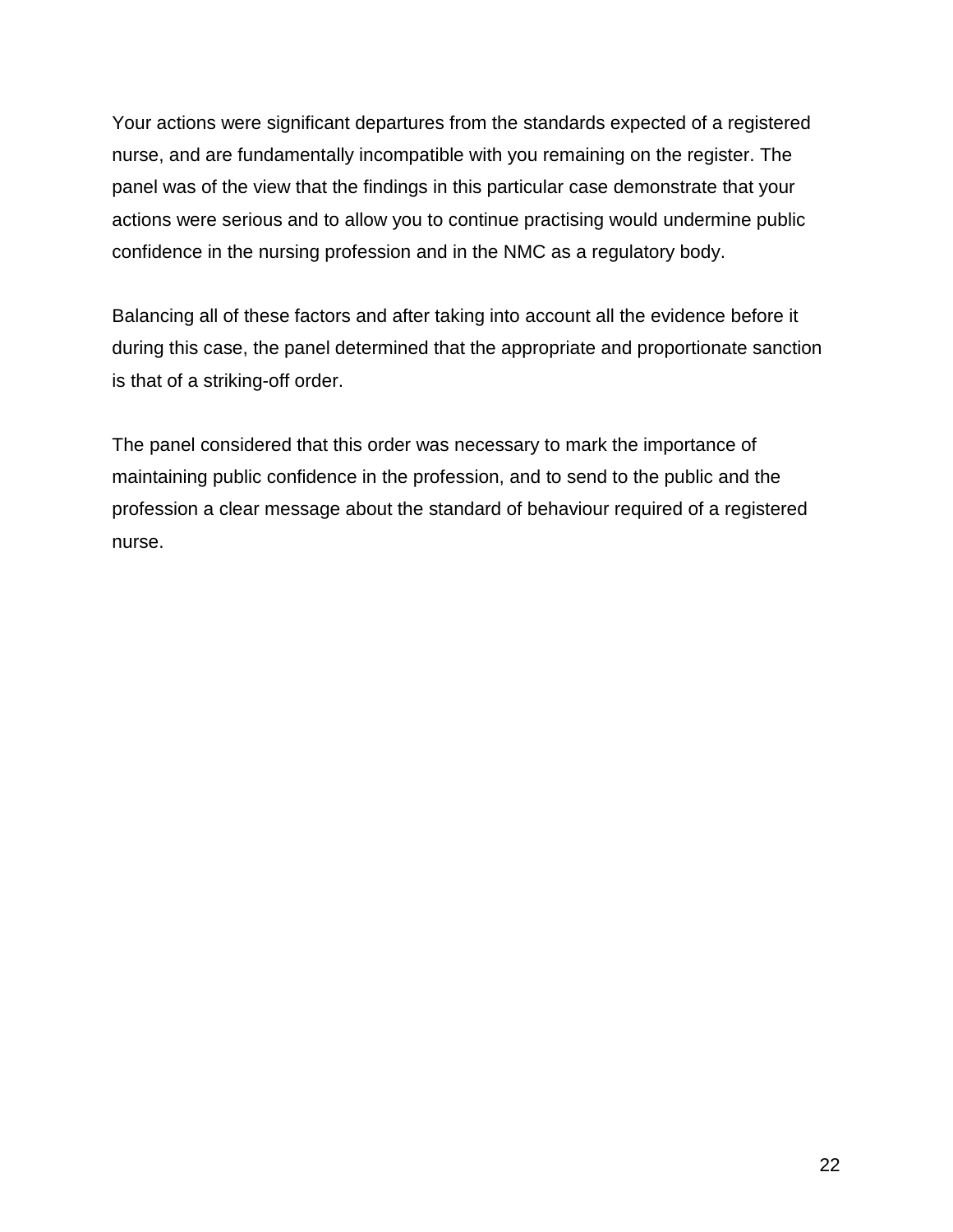Your actions were significant departures from the standards expected of a registered nurse, and are fundamentally incompatible with you remaining on the register. The panel was of the view that the findings in this particular case demonstrate that your actions were serious and to allow you to continue practising would undermine public confidence in the nursing profession and in the NMC as a regulatory body.

Balancing all of these factors and after taking into account all the evidence before it during this case, the panel determined that the appropriate and proportionate sanction is that of a striking-off order.

The panel considered that this order was necessary to mark the importance of maintaining public confidence in the profession, and to send to the public and the profession a clear message about the standard of behaviour required of a registered nurse.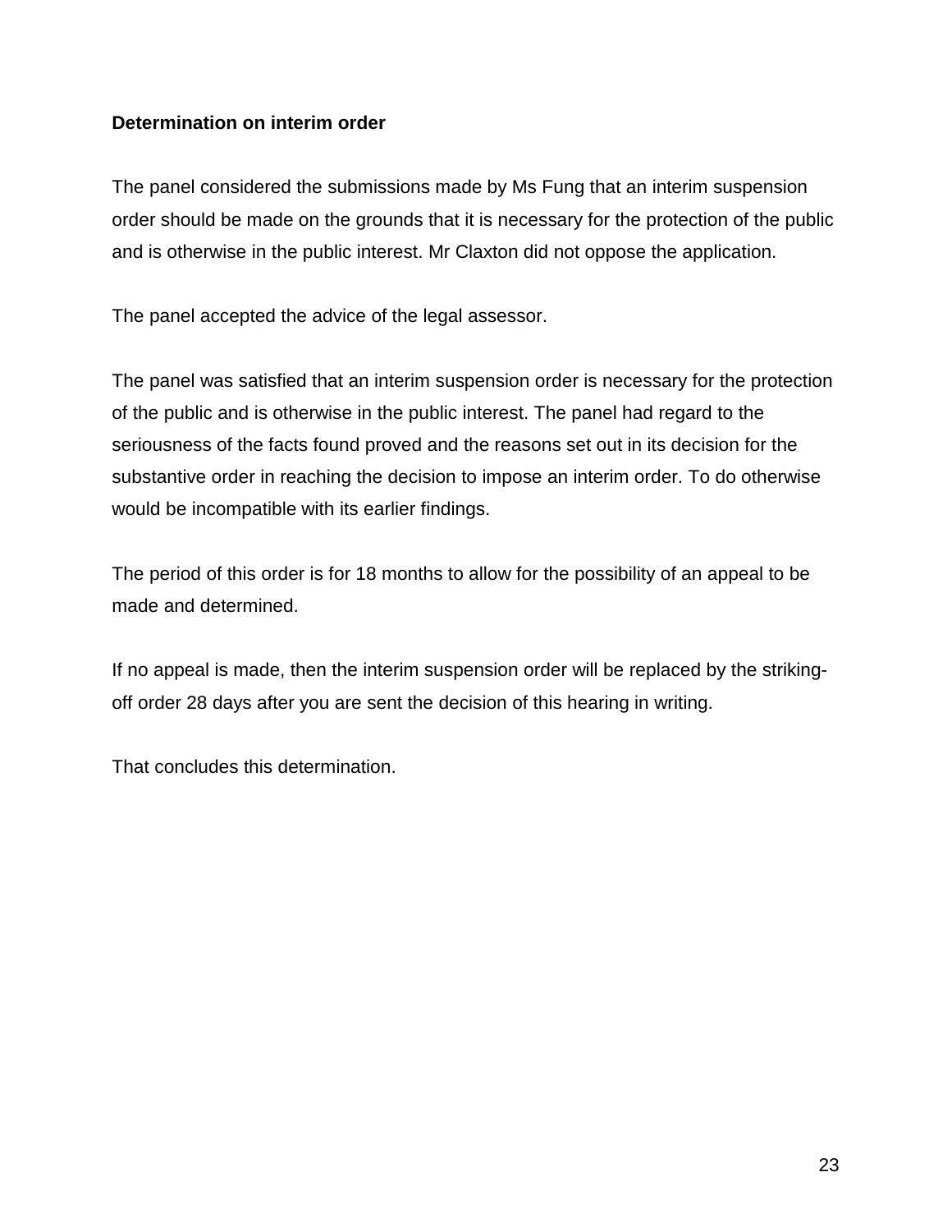**Determination on interim order**

The panel considered the submissions made by Ms Fung that an interim suspension order should be made on the grounds that it is necessary for the protection of the public and is otherwise in the public interest. Mr Claxton did not oppose the application.

The panel accepted the advice of the legal assessor.

The panel was satisfied that an interim suspension order is necessary for the protection of the public and is otherwise in the public interest. The panel had regard to the seriousness of the facts found proved and the reasons set out in its decision for the substantive order in reaching the decision to impose an interim order. To do otherwise would be incompatible with its earlier findings.

The period of this order is for 18 months to allow for the possibility of an appeal to be made and determined.

If no appeal is made, then the interim suspension order will be replaced by the striking-off order 28 days after you are sent the decision of this hearing in writing.

That concludes this determination.